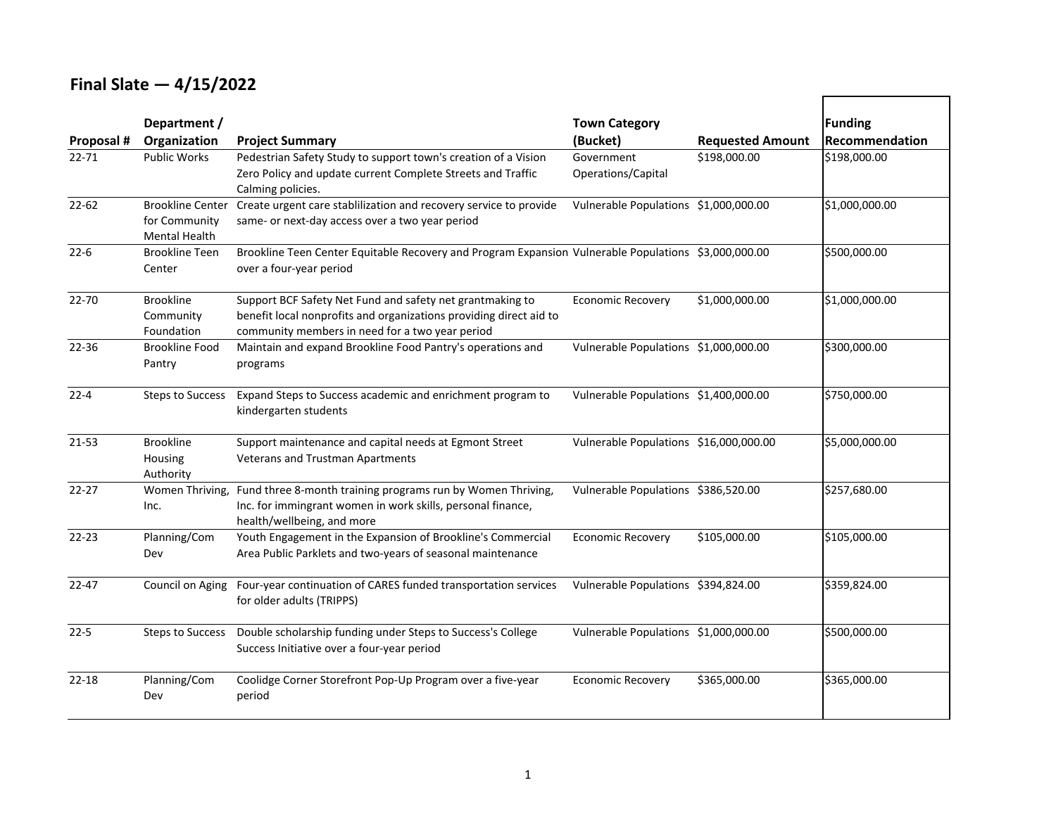## Final Slate — 4/15/2022

| Proposal # | Department / Organization | Project Summary | Town Category (Bucket) | Requested Amount | Funding Recommendation |
|---|---|---|---|---|---|
| 22-71 | Public Works | Pedestrian Safety Study to support town's creation of a Vision Zero Policy and update current Complete Streets and Traffic Calming policies. | Government Operations/Capital | $198,000.00 | $198,000.00 |
| 22-62 | Brookline Center for Community Mental Health | Create urgent care stablilization and recovery service to provide same- or next-day access over a two year period | Vulnerable Populations | $1,000,000.00 | $1,000,000.00 |
| 22-6 | Brookline Teen Center | Brookline Teen Center Equitable Recovery and Program Expansion over a four-year period | Vulnerable Populations | $3,000,000.00 | $500,000.00 |
| 22-70 | Brookline Community Foundation | Support BCF Safety Net Fund and safety net grantmaking to benefit local nonprofits and organizations providing direct aid to community members in need for a two year period | Economic Recovery | $1,000,000.00 | $1,000,000.00 |
| 22-36 | Brookline Food Pantry | Maintain and expand Brookline Food Pantry's operations and programs | Vulnerable Populations | $1,000,000.00 | $300,000.00 |
| 22-4 | Steps to Success | Expand Steps to Success academic and enrichment program to kindergarten students | Vulnerable Populations | $1,400,000.00 | $750,000.00 |
| 21-53 | Brookline Housing Authority | Support maintenance and capital needs at Egmont Street Veterans and Trustman Apartments | Vulnerable Populations | $16,000,000.00 | $5,000,000.00 |
| 22-27 | Women Thriving, Inc. | Fund three 8-month training programs run by Women Thriving, Inc. for immingrant women in work skills, personal finance, health/wellbeing, and more | Vulnerable Populations | $386,520.00 | $257,680.00 |
| 22-23 | Planning/Com Dev | Youth Engagement in the Expansion of Brookline's Commercial Area Public Parklets and two-years of seasonal maintenance | Economic Recovery | $105,000.00 | $105,000.00 |
| 22-47 | Council on Aging | Four-year continuation of CARES funded transportation services for older adults (TRIPPS) | Vulnerable Populations | $394,824.00 | $359,824.00 |
| 22-5 | Steps to Success | Double scholarship funding under Steps to Success's College Success Initiative over a four-year period | Vulnerable Populations | $1,000,000.00 | $500,000.00 |
| 22-18 | Planning/Com Dev | Coolidge Corner Storefront Pop-Up Program over a five-year period | Economic Recovery | $365,000.00 | $365,000.00 |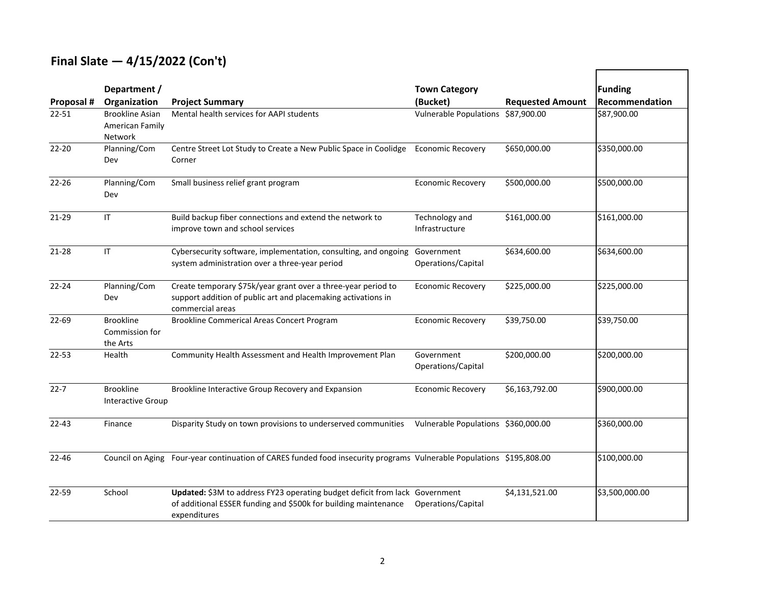## Final Slate — 4/15/2022 (Con't)

| Proposal # | Department / Organization | Project Summary | Town Category (Bucket) | Requested Amount | Funding Recommendation |
|---|---|---|---|---|---|
| 22-51 | Brookline Asian American Family Network | Mental health services for AAPI students | Vulnerable Populations | $87,900.00 | $87,900.00 |
| 22-20 | Planning/Com Dev | Centre Street Lot Study to Create a New Public Space in Coolidge Corner | Economic Recovery | $650,000.00 | $350,000.00 |
| 22-26 | Planning/Com Dev | Small business relief grant program | Economic Recovery | $500,000.00 | $500,000.00 |
| 21-29 | IT | Build backup fiber connections and extend the network to improve town and school services | Technology and Infrastructure | $161,000.00 | $161,000.00 |
| 21-28 | IT | Cybersecurity software, implementation, consulting, and ongoing system administration over a three-year period | Government Operations/Capital | $634,600.00 | $634,600.00 |
| 22-24 | Planning/Com Dev | Create temporary $75k/year grant over a three-year period to support addition of public art and placemaking activations in commercial areas | Economic Recovery | $225,000.00 | $225,000.00 |
| 22-69 | Brookline Commission for the Arts | Brookline Commerical Areas Concert Program | Economic Recovery | $39,750.00 | $39,750.00 |
| 22-53 | Health | Community Health Assessment and Health Improvement Plan | Government Operations/Capital | $200,000.00 | $200,000.00 |
| 22-7 | Brookline Interactive Group | Brookline Interactive Group Recovery and Expansion | Economic Recovery | $6,163,792.00 | $900,000.00 |
| 22-43 | Finance | Disparity Study on town provisions to underserved communities | Vulnerable Populations | $360,000.00 | $360,000.00 |
| 22-46 | Council on Aging | Four-year continuation of CARES funded food insecurity programs | Vulnerable Populations | $195,808.00 | $100,000.00 |
| 22-59 | School | **Updated:** $3M to address FY23 operating budget deficit from lack of additional ESSER funding and $500k for building maintenance expenditures | Government Operations/Capital | $4,131,521.00 | $3,500,000.00 |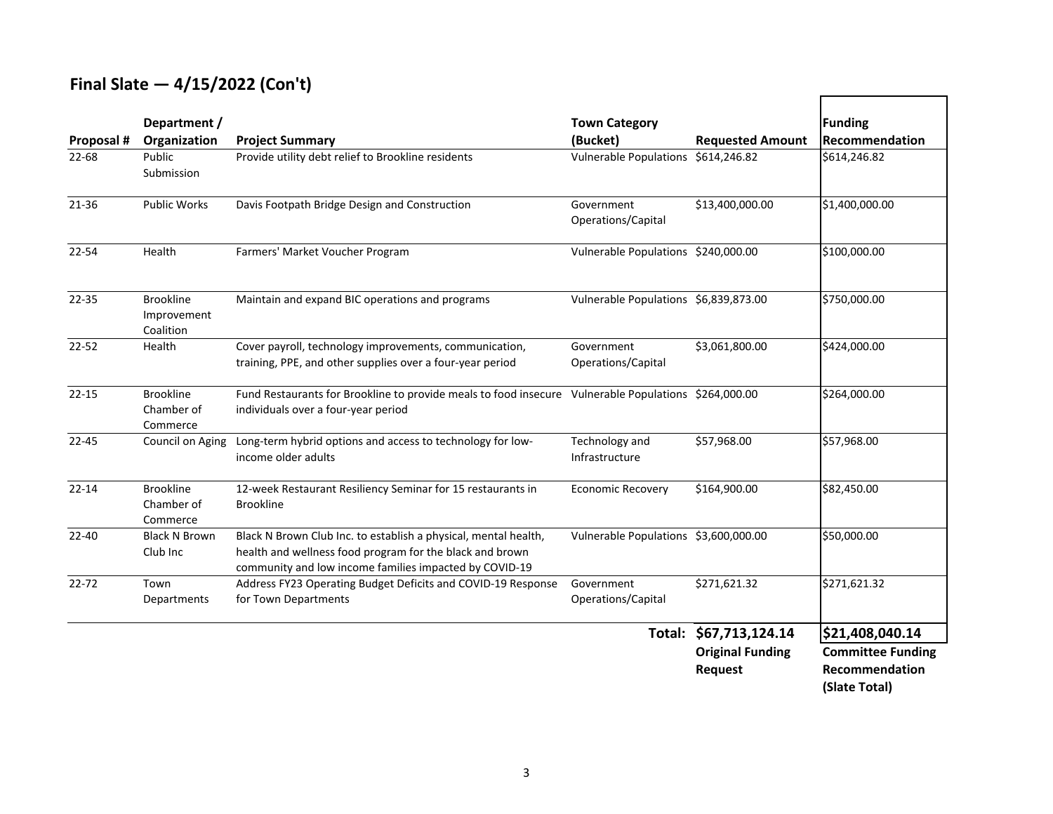## Final Slate — 4/15/2022 (Con't)

| Proposal # | Department / Organization | Project Summary | Town Category (Bucket) | Requested Amount | Funding Recommendation |
|---|---|---|---|---|---|
| 22-68 | Public Submission | Provide utility debt relief to Brookline residents | Vulnerable Populations | $614,246.82 | $614,246.82 |
| 21-36 | Public Works | Davis Footpath Bridge Design and Construction | Government Operations/Capital | $13,400,000.00 | $1,400,000.00 |
| 22-54 | Health | Farmers' Market Voucher Program | Vulnerable Populations | $240,000.00 | $100,000.00 |
| 22-35 | Brookline Improvement Coalition | Maintain and expand BIC operations and programs | Vulnerable Populations | $6,839,873.00 | $750,000.00 |
| 22-52 | Health | Cover payroll, technology improvements, communication, training, PPE, and other supplies over a four-year period | Government Operations/Capital | $3,061,800.00 | $424,000.00 |
| 22-15 | Brookline Chamber of Commerce | Fund Restaurants for Brookline to provide meals to food insecure individuals over a four-year period | Vulnerable Populations | $264,000.00 | $264,000.00 |
| 22-45 | Council on Aging | Long-term hybrid options and access to technology for low-income older adults | Technology and Infrastructure | $57,968.00 | $57,968.00 |
| 22-14 | Brookline Chamber of Commerce | 12-week Restaurant Resiliency Seminar for 15 restaurants in Brookline | Economic Recovery | $164,900.00 | $82,450.00 |
| 22-40 | Black N Brown Club Inc | Black N Brown Club Inc. to establish a physical, mental health, health and wellness food program for the black and brown community and low income families impacted by COVID-19 | Vulnerable Populations | $3,600,000.00 | $50,000.00 |
| 22-72 | Town Departments | Address FY23 Operating Budget Deficits and COVID-19 Response for Town Departments | Government Operations/Capital | $271,621.32 | $271,621.32 |
| | | | **Total:** | **$67,713,124.14** | **$21,408,040.14** |
| | | | | **Original Funding Request** | **Committee Funding Recommendation (Slate Total)** |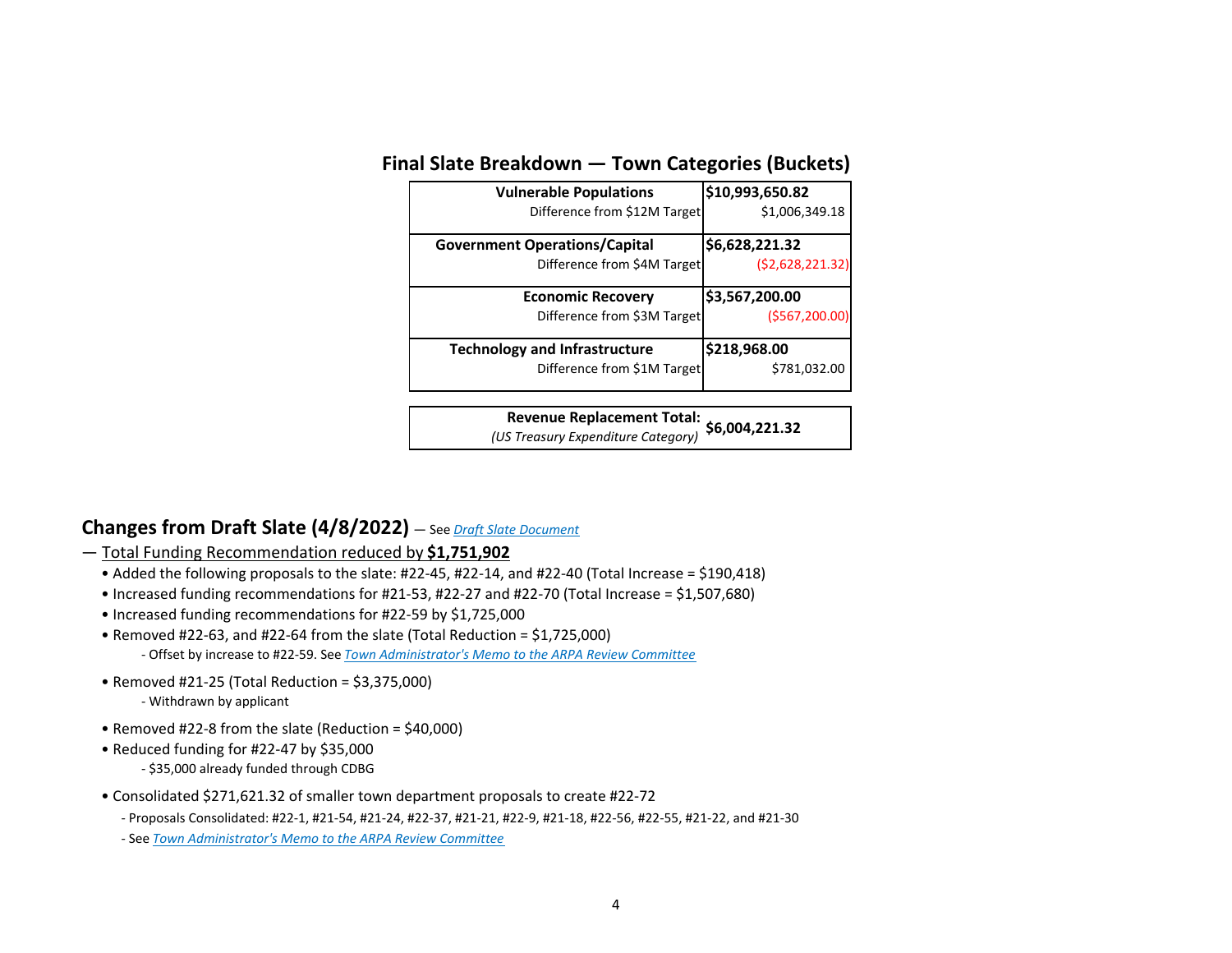## Final Slate Breakdown — Town Categories (Buckets)

| Category | Amount |
|---|---|
| **Vulnerable Populations** | **$10,993,650.82** |
| Difference from $12M Target | $1,006,349.18 |
| **Government Operations/Capital** | **$6,628,221.32** |
| Difference from $4M Target | ($2,628,221.32) |
| **Economic Recovery** | **$3,567,200.00** |
| Difference from $3M Target | ($567,200.00) |
| **Technology and Infrastructure** | **$218,968.00** |
| Difference from $1M Target | $781,032.00 |

| | |
|---|---|
| **Revenue Replacement Total:** *(US Treasury Expenditure Category)* | **$6,004,221.32** |

## Changes from Draft Slate (4/8/2022) — See *Draft Slate Document*

— Total Funding Recommendation reduced by **$1,751,902**

- Added the following proposals to the slate: #22-45, #22-14, and #22-40 (Total Increase = $190,418)
- Increased funding recommendations for #21-53, #22-27 and #22-70 (Total Increase = $1,507,680)
- Increased funding recommendations for #22-59 by $1,725,000
- Removed #22-63, and #22-64 from the slate (Total Reduction = $1,725,000)
  - Offset by increase to #22-59. See *Town Administrator's Memo to the ARPA Review Committee*
- Removed #21-25 (Total Reduction = $3,375,000)
  - Withdrawn by applicant
- Removed #22-8 from the slate (Reduction = $40,000)
- Reduced funding for #22-47 by $35,000
  - $35,000 already funded through CDBG
- Consolidated $271,621.32 of smaller town department proposals to create #22-72
  - Proposals Consolidated: #22-1, #21-54, #21-24, #22-37, #21-21, #22-9, #21-18, #22-56, #22-55, #21-22, and #21-30
  - See *Town Administrator's Memo to the ARPA Review Committee*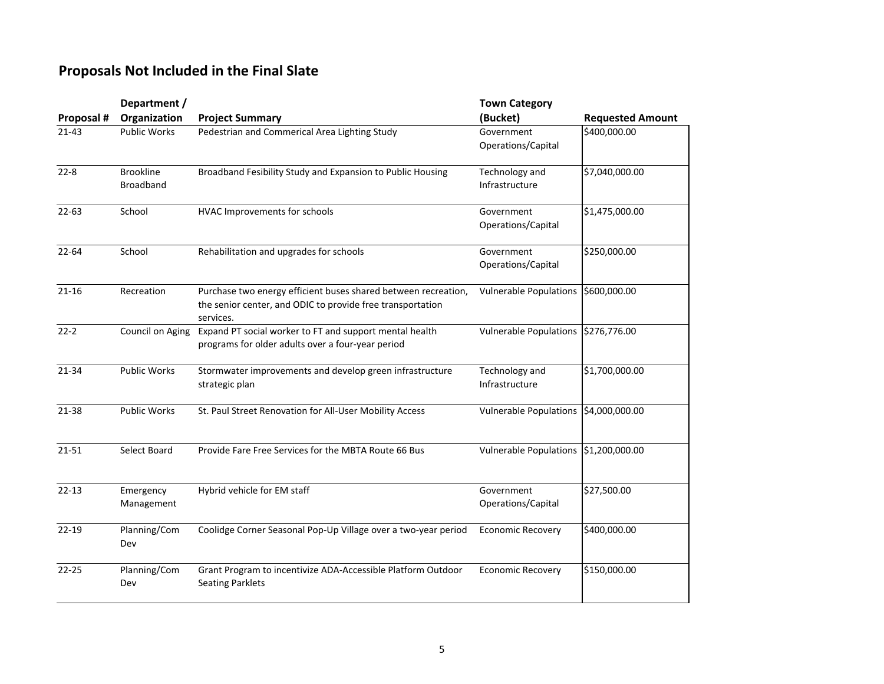## Proposals Not Included in the Final Slate

| Proposal # | Department / Organization | Project Summary | Town Category (Bucket) | Requested Amount |
|---|---|---|---|---|
| 21-43 | Public Works | Pedestrian and Commerical Area Lighting Study | Government Operations/Capital | $400,000.00 |
| 22-8 | Brookline Broadband | Broadband Fesibility Study and Expansion to Public Housing | Technology and Infrastructure | $7,040,000.00 |
| 22-63 | School | HVAC Improvements for schools | Government Operations/Capital | $1,475,000.00 |
| 22-64 | School | Rehabilitation and upgrades for schools | Government Operations/Capital | $250,000.00 |
| 21-16 | Recreation | Purchase two energy efficient buses shared between recreation, the senior center, and ODIC to provide free transportation services. | Vulnerable Populations | $600,000.00 |
| 22-2 | Council on Aging | Expand PT social worker to FT and support mental health programs for older adults over a four-year period | Vulnerable Populations | $276,776.00 |
| 21-34 | Public Works | Stormwater improvements and develop green infrastructure strategic plan | Technology and Infrastructure | $1,700,000.00 |
| 21-38 | Public Works | St. Paul Street Renovation for All-User Mobility Access | Vulnerable Populations | $4,000,000.00 |
| 21-51 | Select Board | Provide Fare Free Services for the MBTA Route 66 Bus | Vulnerable Populations | $1,200,000.00 |
| 22-13 | Emergency Management | Hybrid vehicle for EM staff | Government Operations/Capital | $27,500.00 |
| 22-19 | Planning/Com Dev | Coolidge Corner Seasonal Pop-Up Village over a two-year period | Economic Recovery | $400,000.00 |
| 22-25 | Planning/Com Dev | Grant Program to incentivize ADA-Accessible Platform Outdoor Seating Parklets | Economic Recovery | $150,000.00 |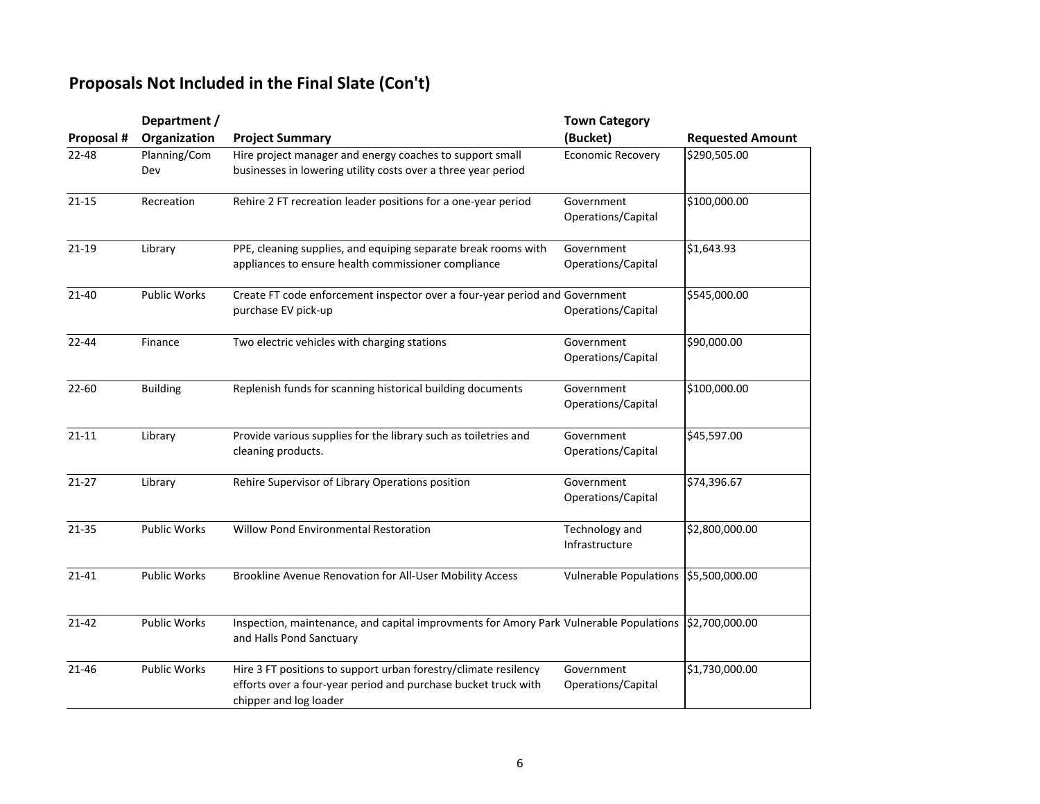## Proposals Not Included in the Final Slate (Con't)

| Proposal # | Department / Organization | Project Summary | Town Category (Bucket) | Requested Amount |
|---|---|---|---|---|
| 22-48 | Planning/Com Dev | Hire project manager and energy coaches to support small businesses in lowering utility costs over a three year period | Economic Recovery | $290,505.00 |
| 21-15 | Recreation | Rehire 2 FT recreation leader positions for a one-year period | Government Operations/Capital | $100,000.00 |
| 21-19 | Library | PPE, cleaning supplies, and equiping separate break rooms with appliances to ensure health commissioner compliance | Government Operations/Capital | $1,643.93 |
| 21-40 | Public Works | Create FT code enforcement inspector over a four-year period and purchase EV pick-up | Government Operations/Capital | $545,000.00 |
| 22-44 | Finance | Two electric vehicles with charging stations | Government Operations/Capital | $90,000.00 |
| 22-60 | Building | Replenish funds for scanning historical building documents | Government Operations/Capital | $100,000.00 |
| 21-11 | Library | Provide various supplies for the library such as toiletries and cleaning products. | Government Operations/Capital | $45,597.00 |
| 21-27 | Library | Rehire Supervisor of Library Operations position | Government Operations/Capital | $74,396.67 |
| 21-35 | Public Works | Willow Pond Environmental Restoration | Technology and Infrastructure | $2,800,000.00 |
| 21-41 | Public Works | Brookline Avenue Renovation for All-User Mobility Access | Vulnerable Populations | $5,500,000.00 |
| 21-42 | Public Works | Inspection, maintenance, and capital improvments for Amory Park and Halls Pond Sanctuary | Vulnerable Populations | $2,700,000.00 |
| 21-46 | Public Works | Hire 3 FT positions to support urban forestry/climate resilency efforts over a four-year period and purchase bucket truck with chipper and log loader | Government Operations/Capital | $1,730,000.00 |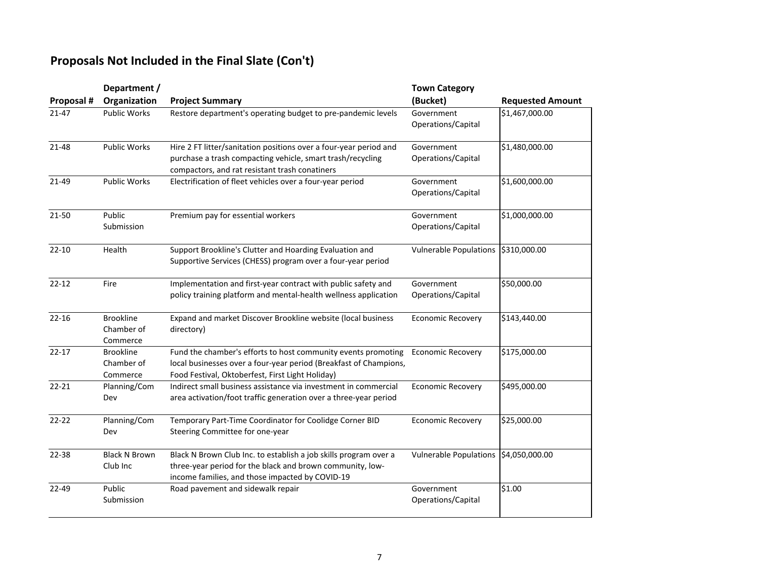## Proposals Not Included in the Final Slate (Con't)

| Proposal # | Department / Organization | Project Summary | Town Category (Bucket) | Requested Amount |
|---|---|---|---|---|
| 21-47 | Public Works | Restore department's operating budget to pre-pandemic levels | Government Operations/Capital | $1,467,000.00 |
| 21-48 | Public Works | Hire 2 FT litter/sanitation positions over a four-year period and purchase a trash compacting vehicle, smart trash/recycling compactors, and rat resistant trash conatiners | Government Operations/Capital | $1,480,000.00 |
| 21-49 | Public Works | Electrification of fleet vehicles over a four-year period | Government Operations/Capital | $1,600,000.00 |
| 21-50 | Public Submission | Premium pay for essential workers | Government Operations/Capital | $1,000,000.00 |
| 22-10 | Health | Support Brookline's Clutter and Hoarding Evaluation and Supportive Services (CHESS) program over a four-year period | Vulnerable Populations | $310,000.00 |
| 22-12 | Fire | Implementation and first-year contract with public safety and policy training platform and mental-health wellness application | Government Operations/Capital | $50,000.00 |
| 22-16 | Brookline Chamber of Commerce | Expand and market Discover Brookline website (local business directory) | Economic Recovery | $143,440.00 |
| 22-17 | Brookline Chamber of Commerce | Fund the chamber's efforts to host community events promoting local businesses over a four-year period (Breakfast of Champions, Food Festival, Oktoberfest, First Light Holiday) | Economic Recovery | $175,000.00 |
| 22-21 | Planning/Com Dev | Indirect small business assistance via investment in commercial area activation/foot traffic generation over a three-year period | Economic Recovery | $495,000.00 |
| 22-22 | Planning/Com Dev | Temporary Part-Time Coordinator for Coolidge Corner BID Steering Committee for one-year | Economic Recovery | $25,000.00 |
| 22-38 | Black N Brown Club Inc | Black N Brown Club Inc. to establish a job skills program over a three-year period for the black and brown community, low-income families, and those impacted by COVID-19 | Vulnerable Populations | $4,050,000.00 |
| 22-49 | Public Submission | Road pavement and sidewalk repair | Government Operations/Capital | $1.00 |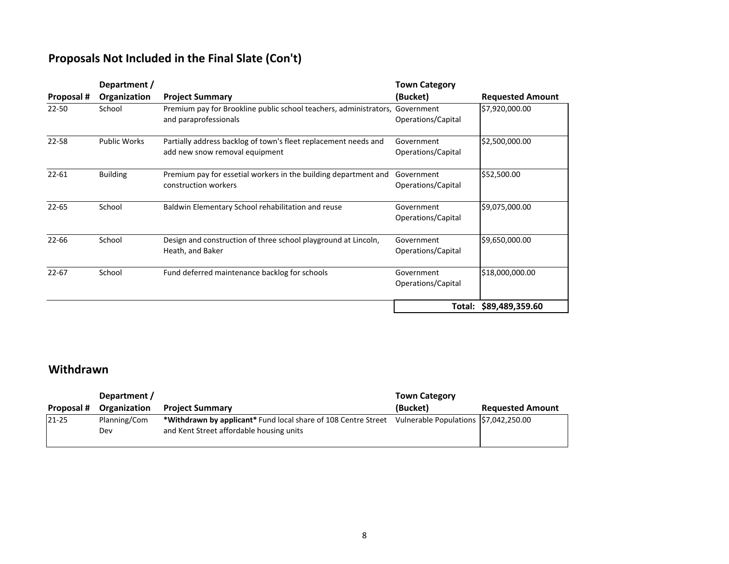## Proposals Not Included in the Final Slate (Con't)

| Proposal # | Department / Organization | Project Summary | Town Category (Bucket) | Requested Amount |
|---|---|---|---|---|
| 22-50 | School | Premium pay for Brookline public school teachers, administrators, and paraprofessionals | Government Operations/Capital | $7,920,000.00 |
| 22-58 | Public Works | Partially address backlog of town's fleet replacement needs and add new snow removal equipment | Government Operations/Capital | $2,500,000.00 |
| 22-61 | Building | Premium pay for essetial workers in the building department and construction workers | Government Operations/Capital | $52,500.00 |
| 22-65 | School | Baldwin Elementary School rehabilitation and reuse | Government Operations/Capital | $9,075,000.00 |
| 22-66 | School | Design and construction of three school playground at Lincoln, Heath, and Baker | Government Operations/Capital | $9,650,000.00 |
| 22-67 | School | Fund deferred maintenance backlog for schools | Government Operations/Capital | $18,000,000.00 |
| | | | **Total:** | **$89,489,359.60** |

## Withdrawn

| Proposal # | Department / Organization | Project Summary | Town Category (Bucket) | Requested Amount |
|---|---|---|---|---|
| 21-25 | Planning/Com Dev | **\*Withdrawn by applicant\*** Fund local share of 108 Centre Street and Kent Street affordable housing units | Vulnerable Populations | $7,042,250.00 |